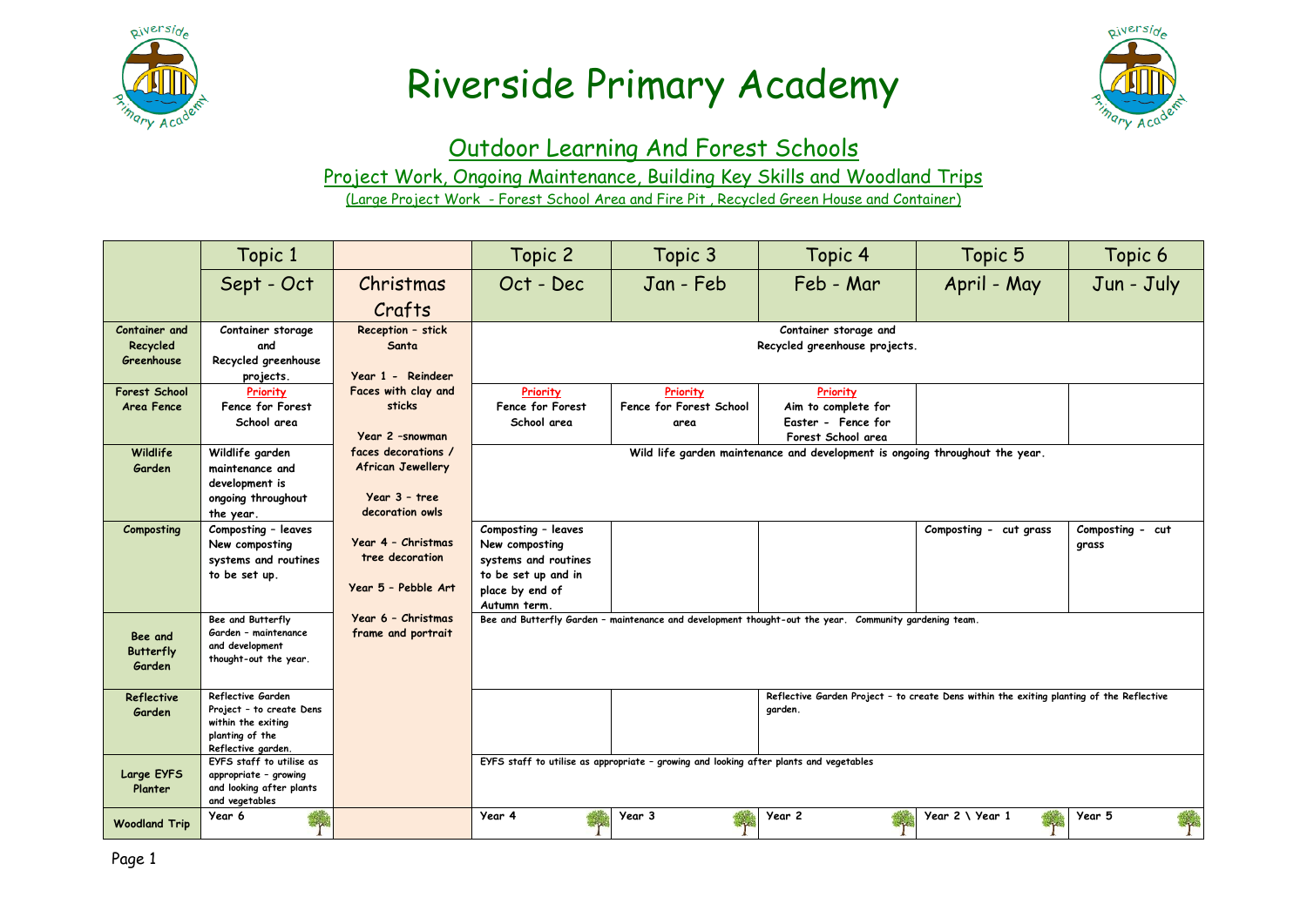# Riverside Primary Academy

## Outdoor Learning And Forest Schools

### Project Work, Ongoing Maintenance, Building Key Skills and Woodland Trips

(Large Project Work - Forest School Area and Fire Pit , Recycled Green House and Container)

| | Topic 1 | | Topic 2 | Topic 3 | Topic 4 | Topic 5 | Topic 6 |
|---|---|---|---|---|---|---|---|
| | Sept - Oct | Christmas Crafts | Oct - Dec | Jan - Feb | Feb - Mar | April - May | Jun - July |
| **Container and Recycled Greenhouse** | Container storage and Recycled greenhouse projects. | Reception – stick Santa<br><br>Year 1 - Reindeer Faces with clay and sticks<br><br>Year 2 –snowman faces decorations / African Jewellery<br><br>Year 3 – tree decoration owls<br><br>Year 4 – Christmas tree decoration<br><br>Year 5 – Pebble Art<br><br>Year 6 – Christmas frame and portrait | Container storage and Recycled greenhouse projects. | | | | |
| **Forest School Area Fence** | Priority<br>Fence for Forest School area | | Priority<br>Fence for Forest School area | Priority<br>Fence for Forest School area | Priority<br>Aim to complete for Easter - Fence for Forest School area | | |
| **Wildlife Garden** | Wildlife garden maintenance and development is ongoing throughout the year. | | Wild life garden maintenance and development is ongoing throughout the year. | | | | |
| **Composting** | Composting – leaves New composting systems and routines to be set up. | | Composting – leaves New composting systems and routines to be set up and in place by end of Autumn term. | | | Composting - cut grass | Composting - cut grass |
| **Bee and Butterfly Garden** | Bee and Butterfly Garden – maintenance and development thought-out the year. | | Bee and Butterfly Garden – maintenance and development thought-out the year. Community gardening team. | | | | |
| **Reflective Garden** | Reflective Garden Project – to create Dens within the exiting planting of the Reflective garden. | | | | Reflective Garden Project – to create Dens within the exiting planting of the Reflective garden. | | |
| **Large EYFS Planter** | EYFS staff to utilise as appropriate – growing and looking after plants and vegetables | | EYFS staff to utilise as appropriate – growing and looking after plants and vegetables | | | | |
| **Woodland Trip** | Year 6 | | Year 4 | Year 3 | Year 2 | Year 2 \ Year 1 | Year 5 |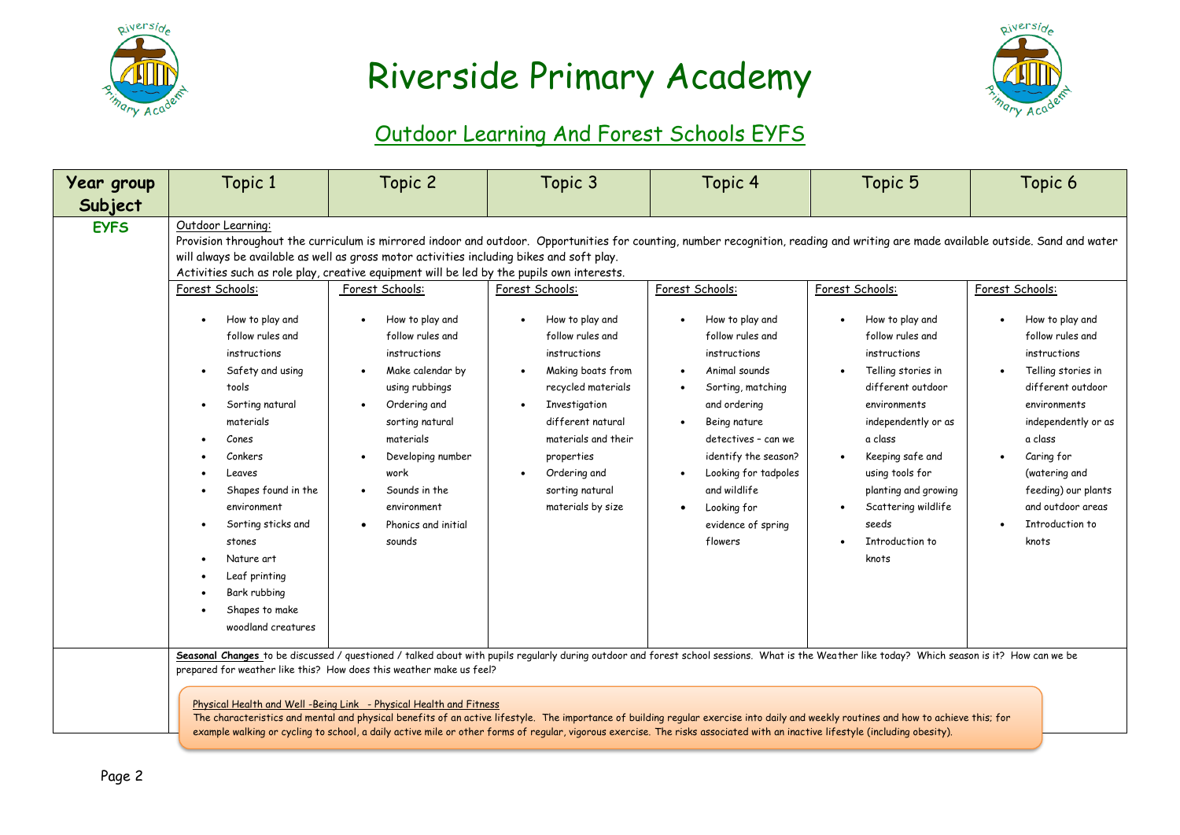# Riverside Primary Academy

## Outdoor Learning And Forest Schools EYFS

| Year group Subject | Topic 1 | Topic 2 | Topic 3 | Topic 4 | Topic 5 | Topic 6 |
|---|---|---|---|---|---|---|
| **EYFS** | Outdoor Learning:<br>Provision throughout the curriculum is mirrored indoor and outdoor. Opportunities for counting, number recognition, reading and writing are made available outside. Sand and water will always be available as well as gross motor activities including bikes and soft play.<br>Activities such as role play, creative equipment will be led by the pupils own interests. | | | | | |
| | Forest Schools:<br>• How to play and follow rules and instructions<br>• Safety and using tools<br>• Sorting natural materials<br>• Cones<br>• Conkers<br>• Leaves<br>• Shapes found in the environment<br>• Sorting sticks and stones<br>• Nature art<br>• Leaf printing<br>• Bark rubbing<br>• Shapes to make woodland creatures | Forest Schools:<br>• How to play and follow rules and instructions<br>• Make calendar by using rubbings<br>• Ordering and sorting natural materials<br>• Developing number work<br>• Sounds in the environment<br>• Phonics and initial sounds | Forest Schools:<br>• How to play and follow rules and instructions<br>• Making boats from recycled materials<br>• Investigation different natural materials and their properties<br>• Ordering and sorting natural materials by size | Forest Schools:<br>• How to play and follow rules and instructions<br>• Animal sounds<br>• Sorting, matching and ordering<br>• Being nature detectives – can we identify the season?<br>• Looking for tadpoles and wildlife<br>• Looking for evidence of spring flowers | Forest Schools:<br>• How to play and follow rules and instructions<br>• Telling stories in different outdoor environments independently or as a class<br>• Keeping safe and using tools for planting and growing<br>• Scattering wildlife seeds<br>• Introduction to knots | Forest Schools:<br>• How to play and follow rules and instructions<br>• Telling stories in different outdoor environments independently or as a class<br>• Caring for (watering and feeding) our plants and outdoor areas<br>• Introduction to knots |
| | ***Seasonal Changes*** to be discussed / questioned / talked about with pupils regularly during outdoor and forest school sessions. What is the Weather like today? Which season is it? How can we be prepared for weather like this? How does this weather make us feel?<br><br>Physical Health and Well -Being Link - Physical Health and Fitness<br>The characteristics and mental and physical benefits of an active lifestyle. The importance of building regular exercise into daily and weekly routines and how to achieve this; for example walking or cycling to school, a daily active mile or other forms of regular, vigorous exercise. The risks associated with an inactive lifestyle (including obesity). | | | | | |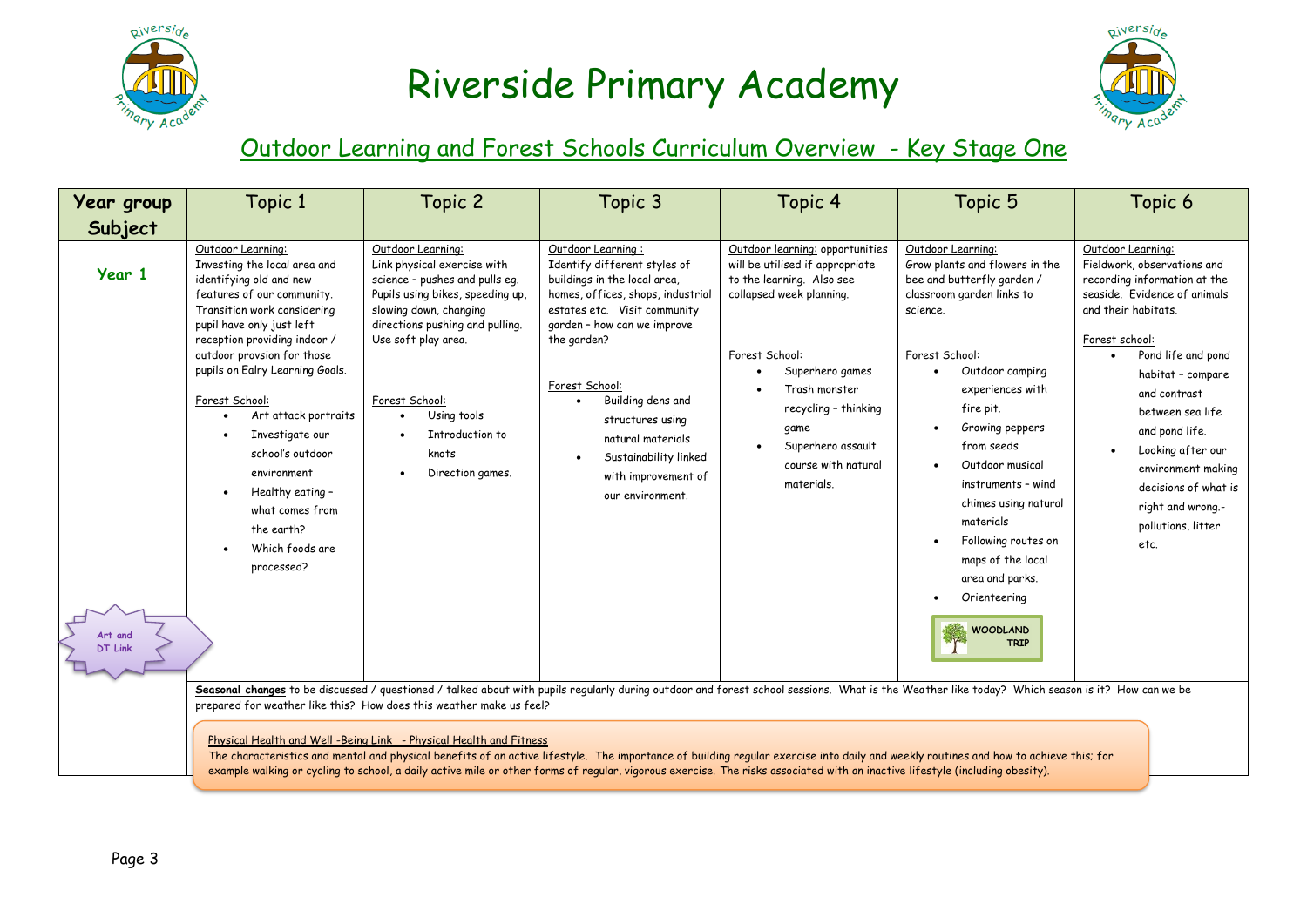# Riverside Primary Academy

## Outdoor Learning and Forest Schools Curriculum Overview - Key Stage One

| Year group Subject | Topic 1 | Topic 2 | Topic 3 | Topic 4 | Topic 5 | Topic 6 |
|---|---|---|---|---|---|---|
| **Year 1** | Outdoor Learning: Investing the local area and identifying old and new features of our community. Transition work considering pupil have only just left reception providing indoor / outdoor provsion for those pupils on Ealry Learning Goals.<br><br>Forest School:<br>• Art attack portraits<br>• Investigate our school's outdoor environment<br>• Healthy eating – what comes from the earth?<br>• Which foods are processed? | Outdoor Learning: Link physical exercise with science – pushes and pulls eg. Pupils using bikes, speeding up, slowing down, changing directions pushing and pulling. Use soft play area.<br><br>Forest School:<br>• Using tools<br>• Introduction to knots<br>• Direction games. | Outdoor Learning : Identify different styles of buildings in the local area, homes, offices, shops, industrial estates etc. Visit community garden – how can we improve the garden?<br><br>Forest School:<br>• Building dens and structures using natural materials<br>• Sustainability linked with improvement of our environment. | Outdoor learning: opportunities will be utilised if appropriate to the learning. Also see collapsed week planning.<br><br>Forest School:<br>• Superhero games<br>• Trash monster recycling – thinking game<br>• Superhero assault course with natural materials. | Outdoor Learning: Grow plants and flowers in the bee and butterfly garden / classroom garden links to science.<br><br>Forest School:<br>• Outdoor camping experiences with fire pit.<br>• Growing peppers from seeds<br>• Outdoor musical instruments – wind chimes using natural materials<br>• Following routes on maps of the local area and parks.<br>• Orienteering<br><br>WOODLAND TRIP | Outdoor Learning: Fieldwork, observations and recording information at the seaside. Evidence of animals and their habitats.<br><br>Forest school:<br>• Pond life and pond habitat – compare and contrast between sea life and pond life.<br>• Looking after our environment making decisions of what is right and wrong.- pollutions, litter etc. |
| Art and DT Link | | | | | | |

**Seasonal changes** to be discussed / questioned / talked about with pupils regularly during outdoor and forest school sessions. What is the Weather like today? Which season is it? How can we be prepared for weather like this? How does this weather make us feel?

Physical Health and Well -Being Link - Physical Health and Fitness

The characteristics and mental and physical benefits of an active lifestyle. The importance of building regular exercise into daily and weekly routines and how to achieve this; for example walking or cycling to school, a daily active mile or other forms of regular, vigorous exercise. The risks associated with an inactive lifestyle (including obesity).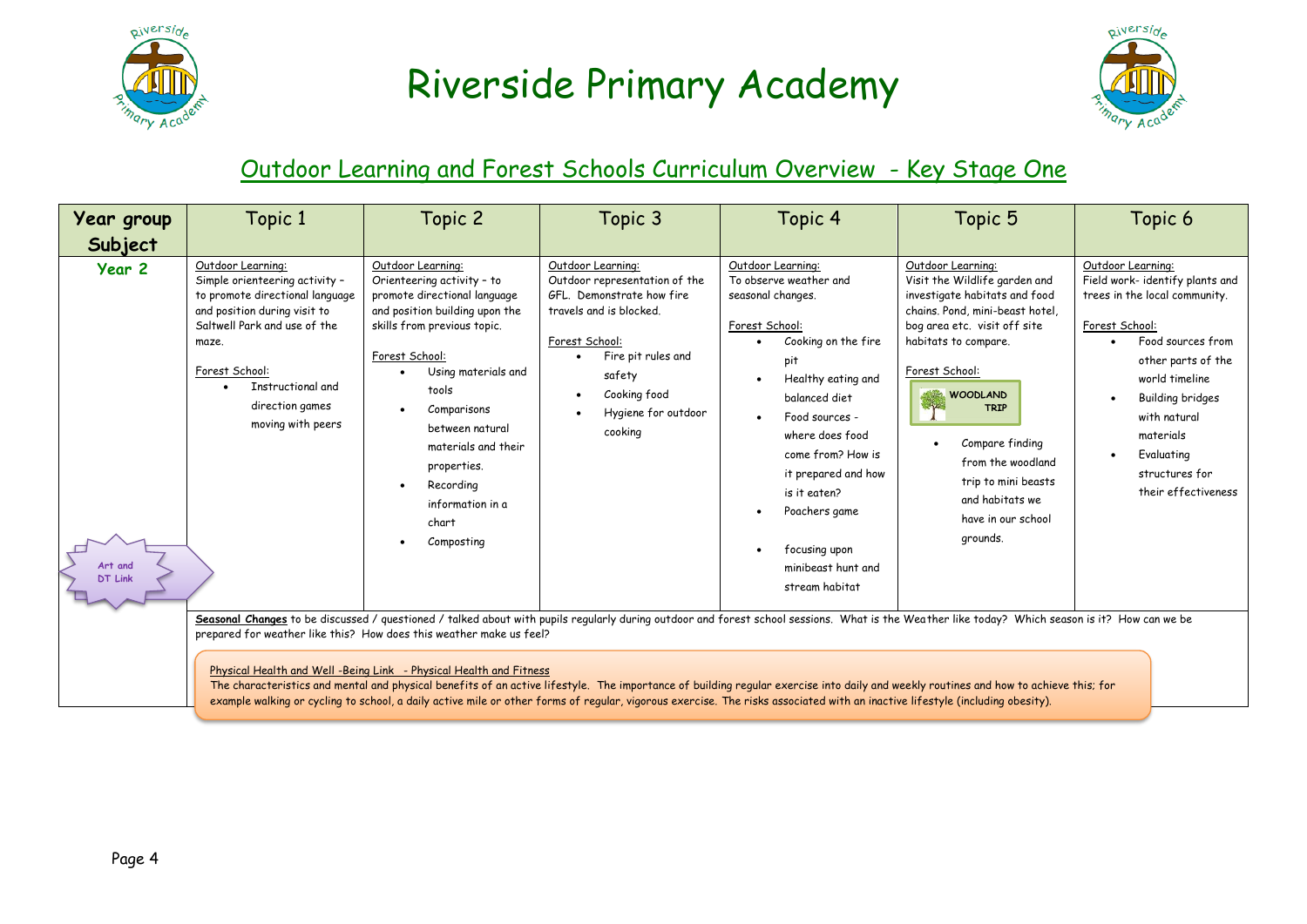# Riverside Primary Academy

## Outdoor Learning and Forest Schools Curriculum Overview - Key Stage One

| Year group Subject | Topic 1 | Topic 2 | Topic 3 | Topic 4 | Topic 5 | Topic 6 |
|---|---|---|---|---|---|---|
| **Year 2** <br><br> Art and DT Link | Outdoor Learning: <br> Simple orienteering activity – to promote directional language and position during visit to Saltwell Park and use of the maze. <br><br> Forest School: <br> • Instructional and direction games moving with peers | Outdoor Learning: <br> Orienteering activity – to promote directional language and position building upon the skills from previous topic. <br><br> Forest School: <br> • Using materials and tools <br> • Comparisons between natural materials and their properties. <br> • Recording information in a chart <br> • Composting | Outdoor Learning: <br> Outdoor representation of the GFL. Demonstrate how fire travels and is blocked. <br><br> Forest School: <br> • Fire pit rules and safety <br> • Cooking food <br> • Hygiene for outdoor cooking | Outdoor Learning: <br> To observe weather and seasonal changes. <br><br> Forest School: <br> • Cooking on the fire pit <br> • Healthy eating and balanced diet <br> • Food sources - where does food come from? How is it prepared and how is it eaten? <br> • Poachers game <br> • focusing upon minibeast hunt and stream habitat | Outdoor Learning: <br> Visit the Wildlife garden and investigate habitats and food chains. Pond, mini-beast hotel, bog area etc. visit off site habitats to compare. <br><br> Forest School: <br> WOODLAND TRIP <br> • Compare finding from the woodland trip to mini beasts and habitats we have in our school grounds. | Outdoor Learning: <br> Field work- identify plants and trees in the local community. <br><br> Forest School: <br> • Food sources from other parts of the world timeline <br> • Building bridges with natural materials <br> • Evaluating structures for their effectiveness |
| | **Seasonal Changes** to be discussed / questioned / talked about with pupils regularly during outdoor and forest school sessions. What is the Weather like today? Which season is it? How can we be prepared for weather like this? How does this weather make us feel? <br><br> Physical Health and Well -Being Link - Physical Health and Fitness <br> The characteristics and mental and physical benefits of an active lifestyle. The importance of building regular exercise into daily and weekly routines and how to achieve this; for example walking or cycling to school, a daily active mile or other forms of regular, vigorous exercise. The risks associated with an inactive lifestyle (including obesity). | | | | | |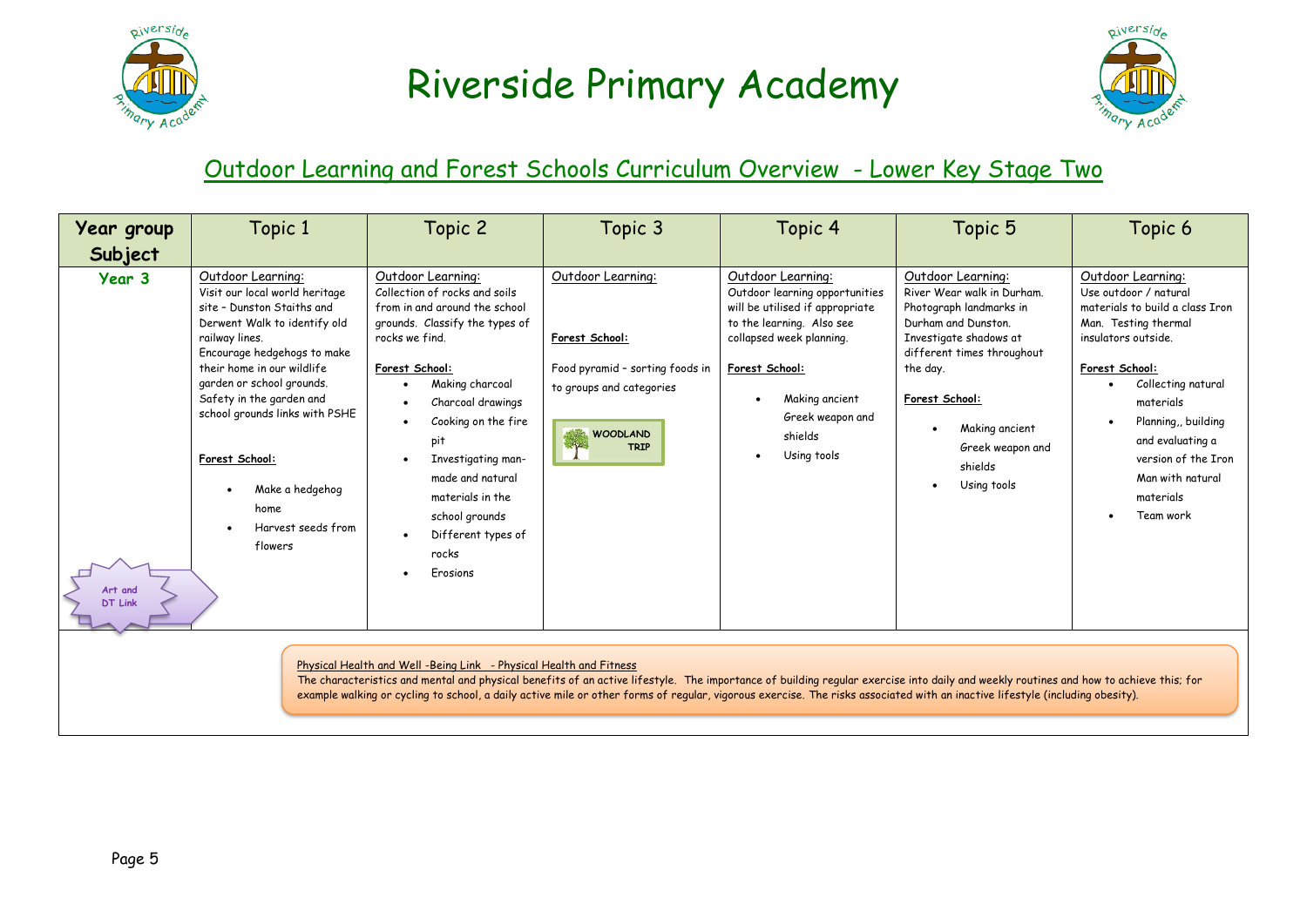# Riverside Primary Academy

## Outdoor Learning and Forest Schools Curriculum Overview - Lower Key Stage Two

| Year group Subject | Topic 1 | Topic 2 | Topic 3 | Topic 4 | Topic 5 | Topic 6 |
|---|---|---|---|---|---|---|
| **Year 3** | Outdoor Learning: Visit our local world heritage site – Dunston Staiths and Derwent Walk to identify old railway lines. Encourage hedgehogs to make their home in our wildlife garden or school grounds. Safety in the garden and school grounds links with PSHE<br><br>**Forest School:**<br>• Make a hedgehog home<br>• Harvest seeds from flowers | Outdoor Learning: Collection of rocks and soils from in and around the school grounds. Classify the types of rocks we find.<br><br>**Forest School:**<br>• Making charcoal<br>• Charcoal drawings<br>• Cooking on the fire pit<br>• Investigating man-made and natural materials in the school grounds<br>• Different types of rocks<br>• Erosions | Outdoor Learning:<br><br>Forest School:<br><br>Food pyramid – sorting foods in to groups and categories<br><br>WOODLAND TRIP | Outdoor Learning: Outdoor learning opportunities will be utilised if appropriate to the learning. Also see collapsed week planning.<br><br>**Forest School:**<br>• Making ancient Greek weapon and shields<br>• Using tools | Outdoor Learning: River Wear walk in Durham. Photograph landmarks in Durham and Dunston. Investigate shadows at different times throughout the day.<br><br>**Forest School:**<br>• Making ancient Greek weapon and shields<br>• Using tools | Outdoor Learning: Use outdoor / natural materials to build a class Iron Man. Testing thermal insulators outside.<br><br>**Forest School:**<br>• Collecting natural materials<br>• Planning,, building and evaluating a version of the Iron Man with natural materials<br>• Team work |

Art and DT Link

Physical Health and Well -Being Link - Physical Health and Fitness

The characteristics and mental and physical benefits of an active lifestyle. The importance of building regular exercise into daily and weekly routines and how to achieve this; for example walking or cycling to school, a daily active mile or other forms of regular, vigorous exercise. The risks associated with an inactive lifestyle (including obesity).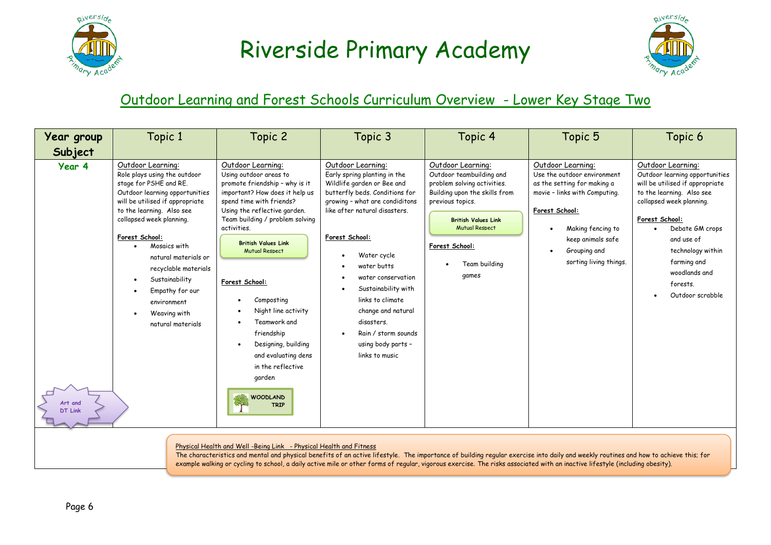# Riverside Primary Academy

## Outdoor Learning and Forest Schools Curriculum Overview - Lower Key Stage Two

| Year group Subject | Topic 1 | Topic 2 | Topic 3 | Topic 4 | Topic 5 | Topic 6 |
|---|---|---|---|---|---|---|
| **Year 4**<br><br>Art and DT Link | Outdoor Learning:<br>Role plays using the outdoor stage for PSHE and RE. Outdoor learning opportunities will be utilised if appropriate to the learning. Also see collapsed week planning.<br><br>**Forest School:**<br>• Mosaics with natural materials or recyclable materials<br>• Sustainability<br>• Empathy for our environment<br>• Weaving with natural materials | Outdoor Learning:<br>Using outdoor areas to promote friendship – why is it important? How does it help us spend time with friends? Using the reflective garden. Team building / problem solving activities.<br><br>**British Values Link** Mutual Respect<br><br>**Forest School:**<br>• Composting<br>• Night line activity<br>• Teamwork and friendship<br>• Designing, building and evaluating dens in the reflective garden<br><br>**WOODLAND TRIP** | Outdoor Learning:<br>Early spring planting in the Wildlife garden or Bee and butterfly beds. Conditions for growing – what are condiditons like after natural disasters.<br><br>**Forest School:**<br>• Water cycle<br>• water butts<br>• water conservation<br>• Sustainability with links to climate change and natural disasters.<br>• Rain / storm sounds using body parts – links to music | Outdoor Learning:<br>Outdoor teambuilding and problem solving activities. Building upon the skills from previous topics.<br><br>**British Values Link** Mutual Respect<br><br>**Forest School:**<br>• Team building games | Outdoor Learning:<br>Use the outdoor environment as the setting for making a movie – links with Computing.<br><br>**Forest School:**<br>• Making fencing to keep animals safe<br>• Grouping and sorting living things. | Outdoor Learning:<br>Outdoor learning opportunities will be utilised if appropriate to the learning. Also see collapsed week planning.<br><br>**Forest School:**<br>• Debate GM crops and use of technology within farming and woodlands and forests.<br>• Outdoor scrabble |

Physical Health and Well -Being Link - Physical Health and Fitness

The characteristics and mental and physical benefits of an active lifestyle. The importance of building regular exercise into daily and weekly routines and how to achieve this; for example walking or cycling to school, a daily active mile or other forms of regular, vigorous exercise. The risks associated with an inactive lifestyle (including obesity).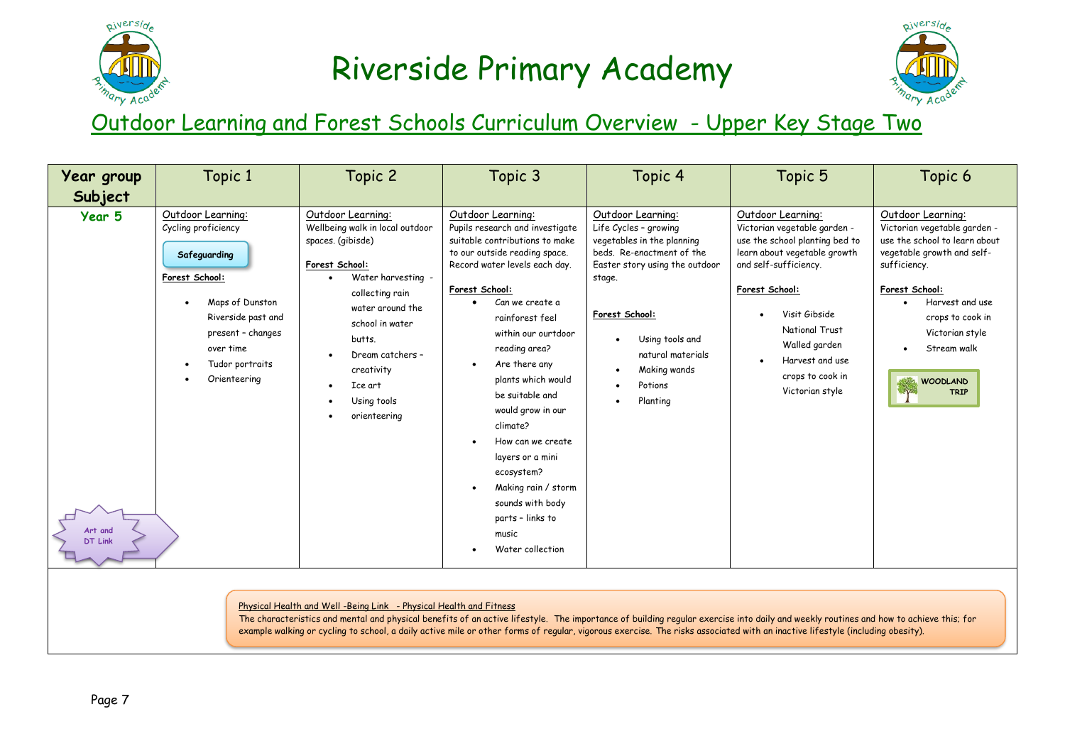# Riverside Primary Academy

## Outdoor Learning and Forest Schools Curriculum Overview - Upper Key Stage Two

| Year group Subject | Topic 1 | Topic 2 | Topic 3 | Topic 4 | Topic 5 | Topic 6 |
|---|---|---|---|---|---|---|
| **Year 5**<br><br>Art and DT Link | Outdoor Learning:<br>Cycling proficiency<br><br>**Safeguarding**<br><br>**Forest School:**<br>• Maps of Dunston Riverside past and present – changes over time<br>• Tudor portraits<br>• Orienteering | Outdoor Learning:<br>Wellbeing walk in local outdoor spaces. (gibisde)<br><br>**Forest School:**<br>• Water harvesting - collecting rain water around the school in water butts.<br>• Dream catchers – creativity<br>• Ice art<br>• Using tools<br>• orienteering | Outdoor Learning:<br>Pupils research and investigate suitable contributions to make to our outside reading space. Record water levels each day.<br><br>**Forest School:**<br>• Can we create a rainforest feel within our ourtdoor reading area?<br>• Are there any plants which would be suitable and would grow in our climate?<br>• How can we create layers or a mini ecosystem?<br>• Making rain / storm sounds with body parts – links to music<br>• Water collection | Outdoor Learning:<br>Life Cycles – growing vegetables in the planning beds. Re-enactment of the Easter story using the outdoor stage.<br><br>**Forest School:**<br>• Using tools and natural materials<br>• Making wands<br>• Potions<br>• Planting | Outdoor Learning:<br>Victorian vegetable garden - use the school planting bed to learn about vegetable growth and self-sufficiency.<br><br>**Forest School:**<br>• Visit Gibside National Trust Walled garden<br>• Harvest and use crops to cook in Victorian style | Outdoor Learning:<br>Victorian vegetable garden - use the school to learn about vegetable growth and self-sufficiency.<br><br>**Forest School:**<br>• Harvest and use crops to cook in Victorian style<br>• Stream walk<br><br>**WOODLAND TRIP** |

Physical Health and Well -Being Link - Physical Health and Fitness

The characteristics and mental and physical benefits of an active lifestyle. The importance of building regular exercise into daily and weekly routines and how to achieve this; for example walking or cycling to school, a daily active mile or other forms of regular, vigorous exercise. The risks associated with an inactive lifestyle (including obesity).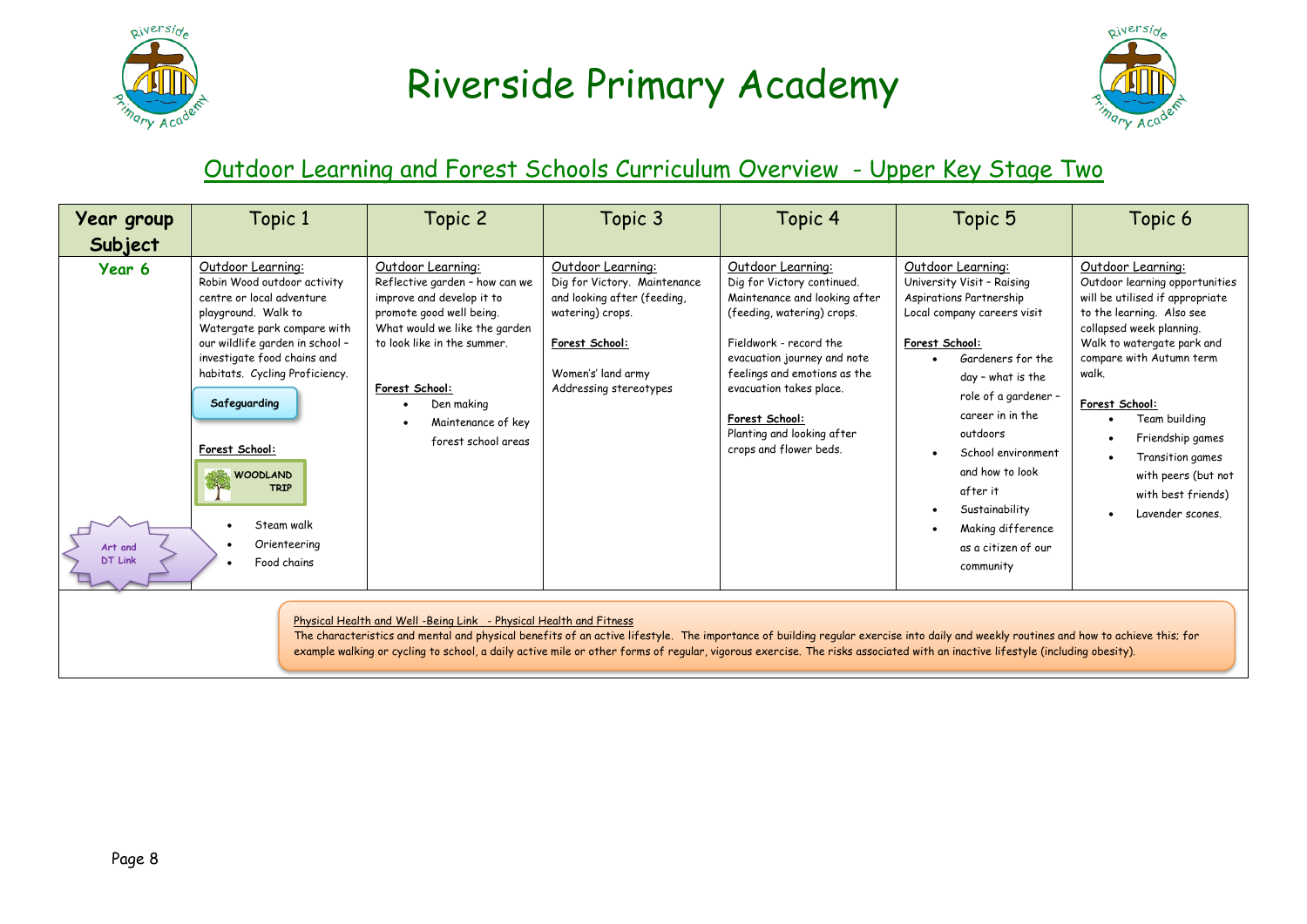# Riverside Primary Academy

## Outdoor Learning and Forest Schools Curriculum Overview - Upper Key Stage Two

| Year group Subject | Topic 1 | Topic 2 | Topic 3 | Topic 4 | Topic 5 | Topic 6 |
|---|---|---|---|---|---|---|
| **Year 6**<br><br>Art and DT Link | Outdoor Learning:<br>Robin Wood outdoor activity centre or local adventure playground. Walk to Watergate park compare with our wildlife garden in school – investigate food chains and habitats. Cycling Proficiency.<br><br>**Safeguarding**<br><br>**Forest School:**<br>**WOODLAND TRIP**<br>• Steam walk<br>• Orienteering<br>• Food chains | Outdoor Learning:<br>Reflective garden – how can we improve and develop it to promote good well being. What would we like the garden to look like in the summer.<br><br>**Forest School:**<br>• Den making<br>• Maintenance of key forest school areas | Outdoor Learning:<br>Dig for Victory. Maintenance and looking after (feeding, watering) crops.<br><br>**Forest School:**<br><br>Women's' land army<br>Addressing stereotypes | Outdoor Learning:<br>Dig for Victory continued. Maintenance and looking after (feeding, watering) crops.<br><br>Fieldwork - record the evacuation journey and note feelings and emotions as the evacuation takes place.<br><br>**Forest School:**<br>Planting and looking after crops and flower beds. | Outdoor Learning:<br>University Visit – Raising Aspirations Partnership<br>Local company careers visit<br><br>**Forest School:**<br>• Gardeners for the day – what is the role of a gardener – career in in the outdoors<br>• School environment and how to look after it<br>• Sustainability<br>• Making difference as a citizen of our community | Outdoor Learning:<br>Outdoor learning opportunities will be utilised if appropriate to the learning. Also see collapsed week planning.<br>Walk to watergate park and compare with Autumn term walk.<br><br>**Forest School:**<br>• Team building<br>• Friendship games<br>• Transition games with peers (but not with best friends)<br>• Lavender scones. |

Physical Health and Well -Being Link - Physical Health and Fitness

The characteristics and mental and physical benefits of an active lifestyle. The importance of building regular exercise into daily and weekly routines and how to achieve this; for example walking or cycling to school, a daily active mile or other forms of regular, vigorous exercise. The risks associated with an inactive lifestyle (including obesity).